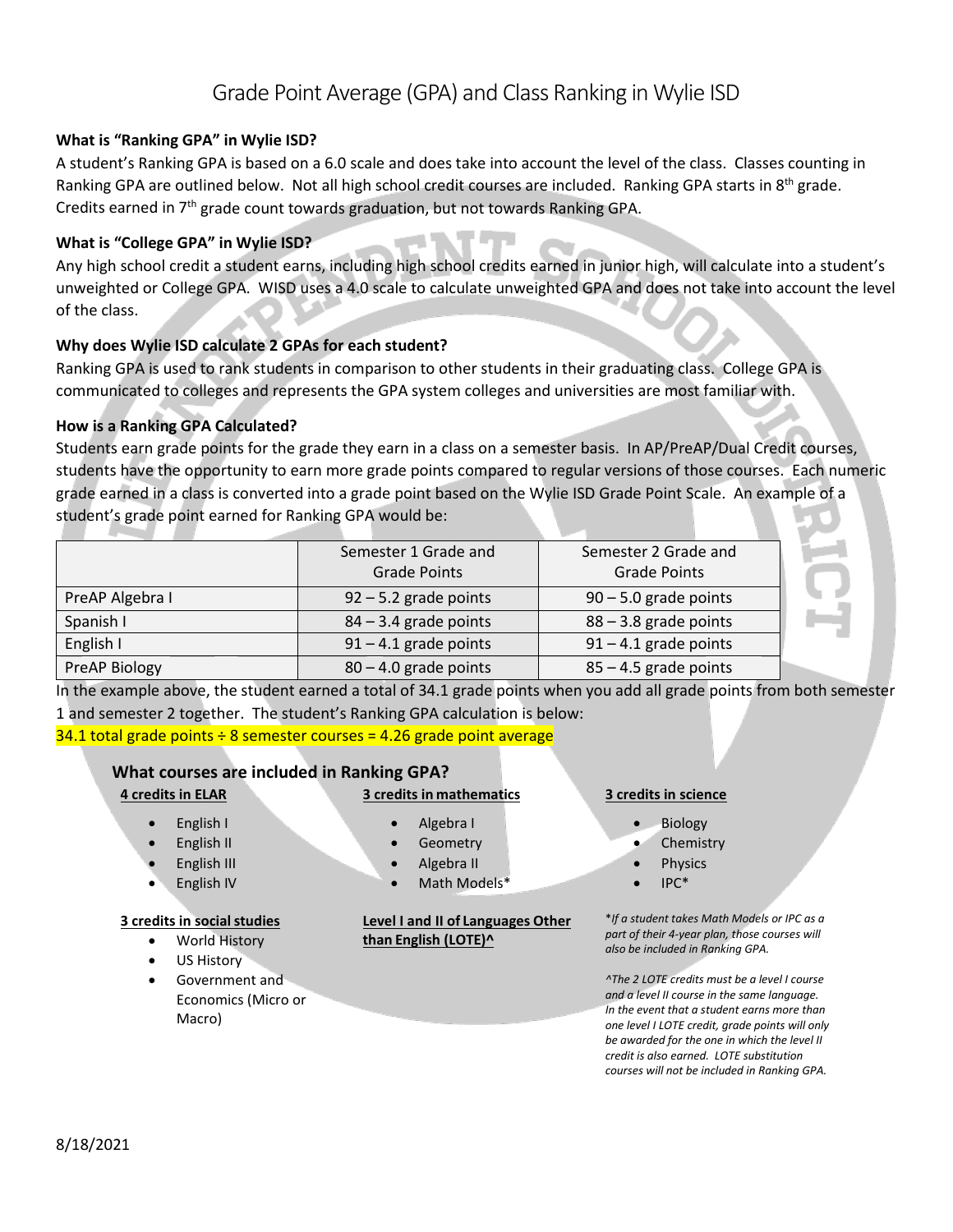# Grade Point Average (GPA) and Class Ranking in Wylie ISD

**What is "Ranking GPA" in Wylie ISD?**

A student's Ranking GPA is based on a 6.0 scale and does take into account the level of the class. Classes counting in Ranking GPA are outlined below. Not all high school credit courses are included. Ranking GPA starts in 8th grade. Credits earned in 7th grade count towards graduation, but not towards Ranking GPA.

**What is "College GPA" in Wylie ISD?**

Any high school credit a student earns, including high school credits earned in junior high, will calculate into a student's unweighted or College GPA. WISD uses a 4.0 scale to calculate unweighted GPA and does not take into account the level of the class.

**Why does Wylie ISD calculate 2 GPAs for each student?**

Ranking GPA is used to rank students in comparison to other students in their graduating class. College GPA is communicated to colleges and represents the GPA system colleges and universities are most familiar with.

**How is a Ranking GPA Calculated?**

Students earn grade points for the grade they earn in a class on a semester basis. In AP/PreAP/Dual Credit courses, students have the opportunity to earn more grade points compared to regular versions of those courses. Each numeric grade earned in a class is converted into a grade point based on the Wylie ISD Grade Point Scale. An example of a student's grade point earned for Ranking GPA would be:

| | Semester 1 Grade and Grade Points | Semester 2 Grade and Grade Points |
|---|---|---|
| PreAP Algebra I | 92 – 5.2 grade points | 90 – 5.0 grade points |
| Spanish I | 84 – 3.4 grade points | 88 – 3.8 grade points |
| English I | 91 – 4.1 grade points | 91 – 4.1 grade points |
| PreAP Biology | 80 – 4.0 grade points | 85 – 4.5 grade points |

In the example above, the student earned a total of 34.1 grade points when you add all grade points from both semester 1 and semester 2 together. The student's Ranking GPA calculation is below:

34.1 total grade points ÷ 8 semester courses = 4.26 grade point average

## What courses are included in Ranking GPA?

**4 credits in ELAR**

- English I
- English II
- English III
- English IV

**3 credits in social studies**

- World History
- US History
- Government and Economics (Micro or Macro)

**3 credits in mathematics**

- Algebra I
- Geometry
- Algebra II
- Math Models*

**Level I and II of Languages Other than English (LOTE)^**

**3 credits in science**

- Biology
- Chemistry
- Physics
- IPC*

*\*If a student takes Math Models or IPC as a part of their 4-year plan, those courses will also be included in Ranking GPA.*

*^The 2 LOTE credits must be a level I course and a level II course in the same language. In the event that a student earns more than one level I LOTE credit, grade points will only be awarded for the one in which the level II credit is also earned. LOTE substitution courses will not be included in Ranking GPA.*

8/18/2021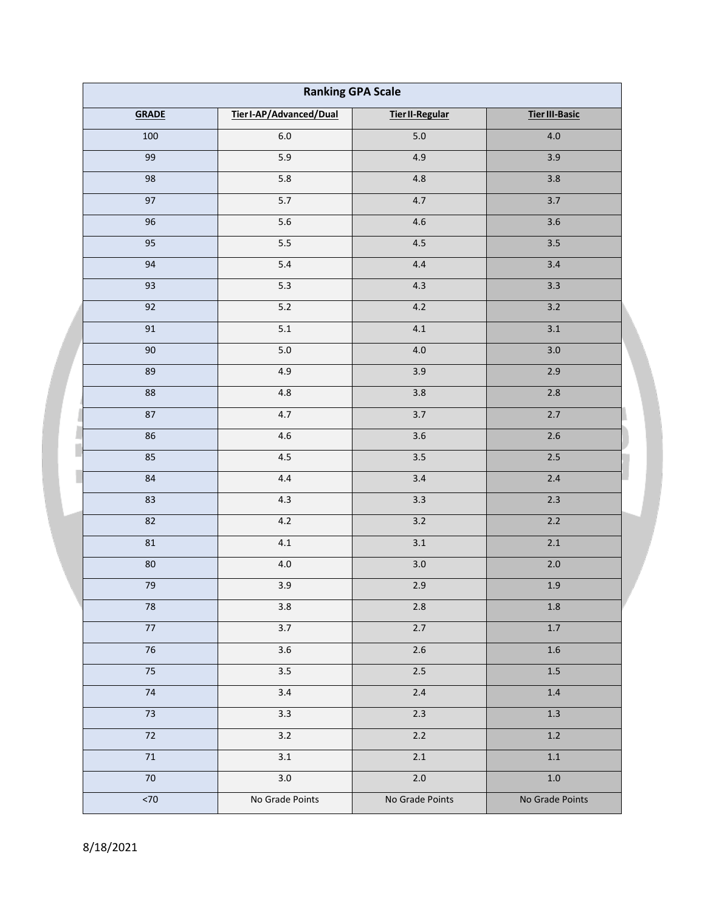| Ranking GPA Scale | | | |
|---|---|---|---|
| **GRADE** | **Tier I-AP/Advanced/Dual** | **Tier II-Regular** | **Tier III-Basic** |
| 100 | 6.0 | 5.0 | 4.0 |
| 99 | 5.9 | 4.9 | 3.9 |
| 98 | 5.8 | 4.8 | 3.8 |
| 97 | 5.7 | 4.7 | 3.7 |
| 96 | 5.6 | 4.6 | 3.6 |
| 95 | 5.5 | 4.5 | 3.5 |
| 94 | 5.4 | 4.4 | 3.4 |
| 93 | 5.3 | 4.3 | 3.3 |
| 92 | 5.2 | 4.2 | 3.2 |
| 91 | 5.1 | 4.1 | 3.1 |
| 90 | 5.0 | 4.0 | 3.0 |
| 89 | 4.9 | 3.9 | 2.9 |
| 88 | 4.8 | 3.8 | 2.8 |
| 87 | 4.7 | 3.7 | 2.7 |
| 86 | 4.6 | 3.6 | 2.6 |
| 85 | 4.5 | 3.5 | 2.5 |
| 84 | 4.4 | 3.4 | 2.4 |
| 83 | 4.3 | 3.3 | 2.3 |
| 82 | 4.2 | 3.2 | 2.2 |
| 81 | 4.1 | 3.1 | 2.1 |
| 80 | 4.0 | 3.0 | 2.0 |
| 79 | 3.9 | 2.9 | 1.9 |
| 78 | 3.8 | 2.8 | 1.8 |
| 77 | 3.7 | 2.7 | 1.7 |
| 76 | 3.6 | 2.6 | 1.6 |
| 75 | 3.5 | 2.5 | 1.5 |
| 74 | 3.4 | 2.4 | 1.4 |
| 73 | 3.3 | 2.3 | 1.3 |
| 72 | 3.2 | 2.2 | 1.2 |
| 71 | 3.1 | 2.1 | 1.1 |
| 70 | 3.0 | 2.0 | 1.0 |
| <70 | No Grade Points | No Grade Points | No Grade Points |

8/18/2021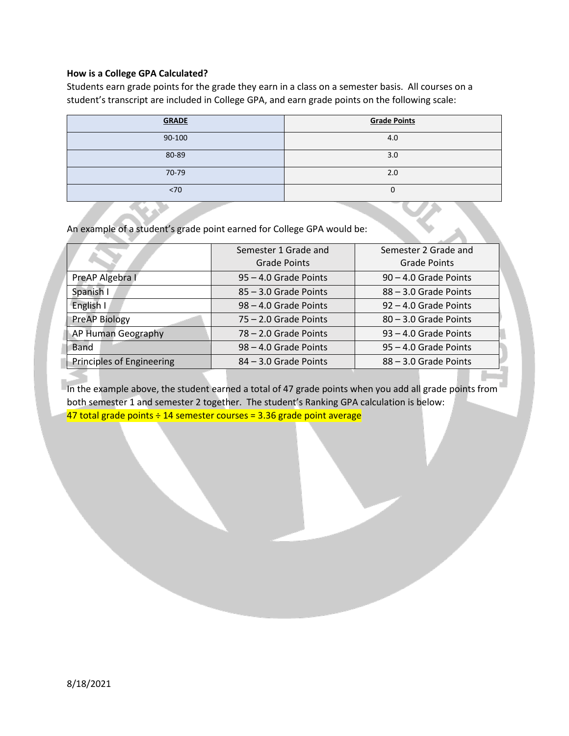**How is a College GPA Calculated?**

Students earn grade points for the grade they earn in a class on a semester basis. All courses on a student's transcript are included in College GPA, and earn grade points on the following scale:

| GRADE | Grade Points |
|---|---|
| 90-100 | 4.0 |
| 80-89 | 3.0 |
| 70-79 | 2.0 |
| <70 | 0 |

An example of a student's grade point earned for College GPA would be:

| | Semester 1 Grade and Grade Points | Semester 2 Grade and Grade Points |
|---|---|---|
| PreAP Algebra I | 95 – 4.0 Grade Points | 90 – 4.0 Grade Points |
| Spanish I | 85 – 3.0 Grade Points | 88 – 3.0 Grade Points |
| English I | 98 – 4.0 Grade Points | 92 – 4.0 Grade Points |
| PreAP Biology | 75 – 2.0 Grade Points | 80 – 3.0 Grade Points |
| AP Human Geography | 78 – 2.0 Grade Points | 93 – 4.0 Grade Points |
| Band | 98 – 4.0 Grade Points | 95 – 4.0 Grade Points |
| Principles of Engineering | 84 – 3.0 Grade Points | 88 – 3.0 Grade Points |

In the example above, the student earned a total of 47 grade points when you add all grade points from both semester 1 and semester 2 together. The student's Ranking GPA calculation is below:

47 total grade points ÷ 14 semester courses = 3.36 grade point average

8/18/2021